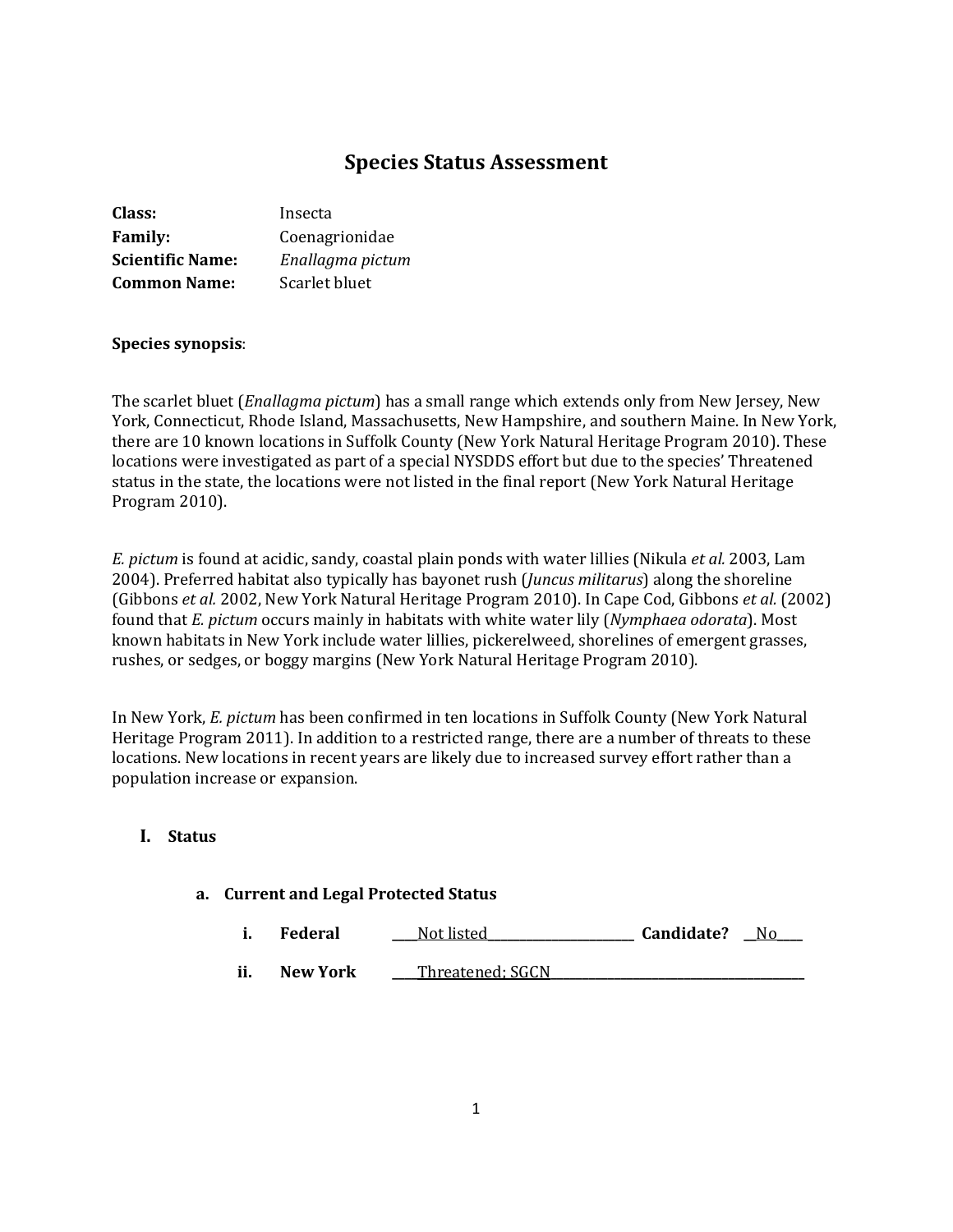# Species Status Assessment

**Class:** Insecta
**Family:** Coenagrionidae
**Scientific Name:** *Enallagma pictum*
**Common Name:** Scarlet bluet

**Species synopsis**:

The scarlet bluet (*Enallagma pictum*) has a small range which extends only from New Jersey, New York, Connecticut, Rhode Island, Massachusetts, New Hampshire, and southern Maine. In New York, there are 10 known locations in Suffolk County (New York Natural Heritage Program 2010). These locations were investigated as part of a special NYSDDS effort but due to the species' Threatened status in the state, the locations were not listed in the final report (New York Natural Heritage Program 2010).

*E. pictum* is found at acidic, sandy, coastal plain ponds with water lillies (Nikula *et al.* 2003, Lam 2004). Preferred habitat also typically has bayonet rush (*Juncus militarus*) along the shoreline (Gibbons *et al.* 2002, New York Natural Heritage Program 2010). In Cape Cod, Gibbons *et al.* (2002) found that *E. pictum* occurs mainly in habitats with white water lily (*Nymphaea odorata*). Most known habitats in New York include water lillies, pickerelweed, shorelines of emergent grasses, rushes, or sedges, or boggy margins (New York Natural Heritage Program 2010).

In New York, *E. pictum* has been confirmed in ten locations in Suffolk County (New York Natural Heritage Program 2011). In addition to a restricted range, there are a number of threats to these locations. New locations in recent years are likely due to increased survey effort rather than a population increase or expansion.

## I. Status

### a. Current and Legal Protected Status

i. **Federal** ____Not listed____________________ **Candidate?** __No____

ii. **New York** ____Threatened; SGCN____________________________________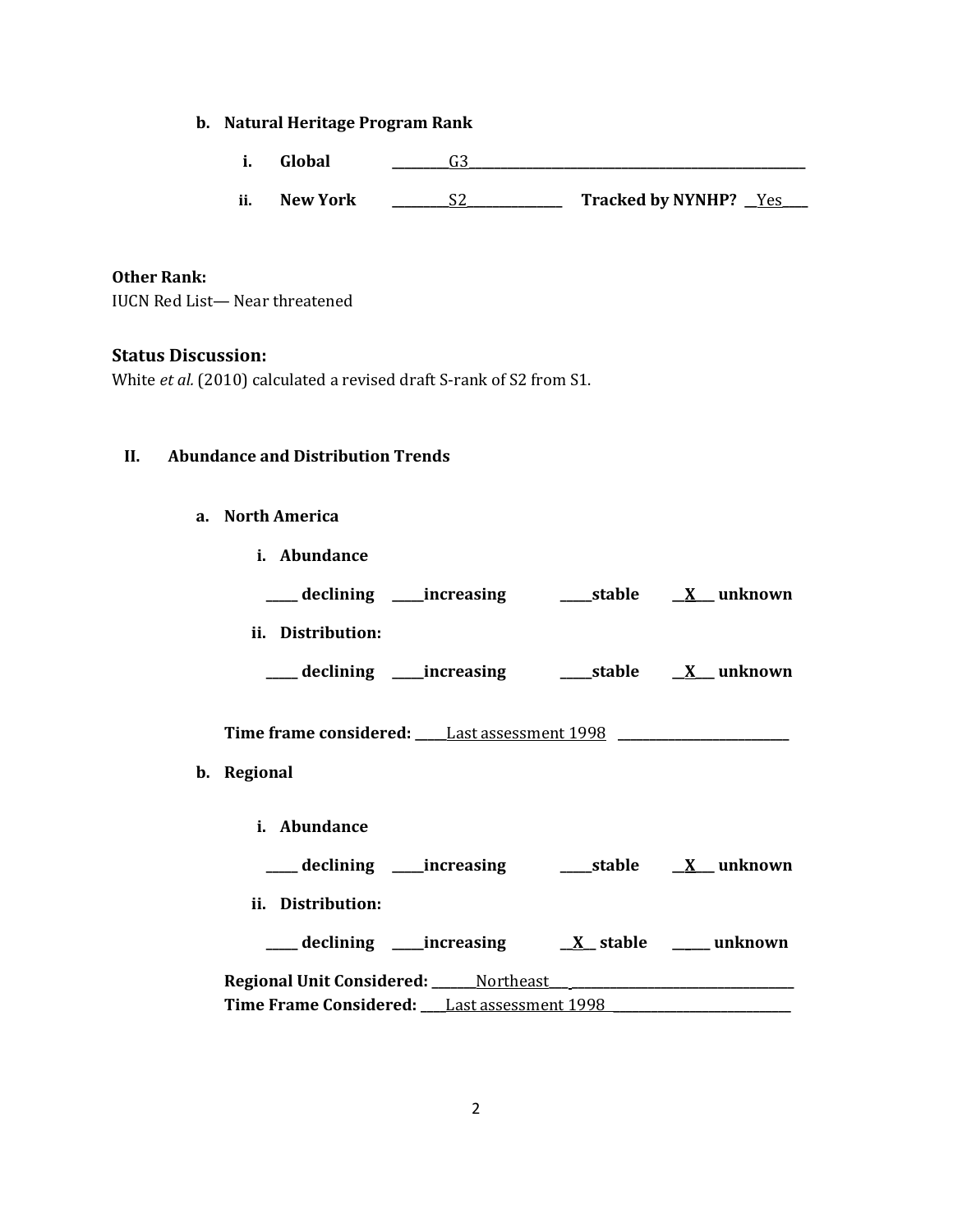**b. Natural Heritage Program Rank**

**i. Global** ________G3________________________________________________

**ii. New York** ________S2______________ **Tracked by NYNHP?** __Yes____

**Other Rank:**
IUCN Red List— Near threatened

### Status Discussion:

White *et al.* (2010) calculated a revised draft S-rank of S2 from S1.

## II. Abundance and Distribution Trends

**a. North America**

**i. Abundance**

_____ **declining** _____**increasing** _____**stable** __**X**___ **unknown**

**ii. Distribution:**

_____ **declining** _____**increasing** _____**stable** __**X**___ **unknown**

**Time frame considered:** _____Last assessment 1998 ___________________________

**b. Regional**

**i. Abundance**

_____ **declining** _____**increasing** _____**stable** __**X**___ **unknown**

**ii. Distribution:**

_____ **declining** _____**increasing** __**X**__ **stable** _____ **unknown**

**Regional Unit Considered:** _______Northeast___ ___________________________________
**Time Frame Considered:** ____Last assessment 1998 ____________________________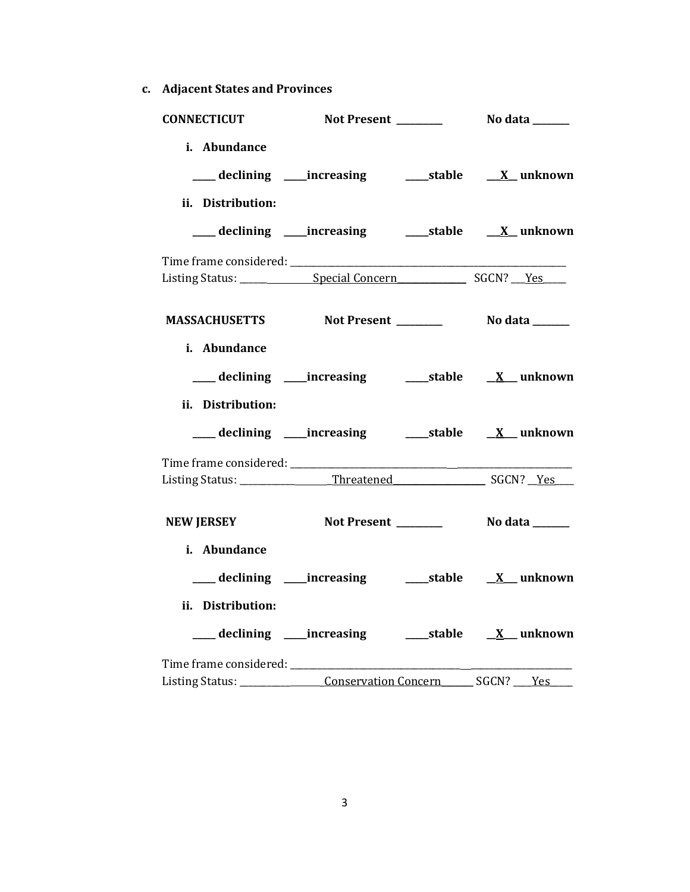**c. Adjacent States and Provinces**

**CONNECTICUT** **Not Present \_\_\_\_\_\_\_\_\_\_** **No data \_\_\_\_\_\_\_\_**

**i. Abundance**

**\_\_\_\_\_ declining \_\_\_\_\_increasing \_\_\_\_\_stable \_\_X\_\_ unknown**

**ii. Distribution:**

**\_\_\_\_\_ declining \_\_\_\_\_increasing \_\_\_\_\_stable \_\_X\_\_ unknown**

Time frame considered: \_\_\_\_\_\_\_\_\_\_\_\_\_\_\_\_\_\_\_\_\_\_\_\_\_\_\_\_\_\_\_\_\_\_\_\_\_\_\_\_\_\_\_\_\_\_\_\_\_\_\_\_\_\_\_\_\_\_\_\_\_\_
Listing Status: \_\_\_\_\_\_\_\_\_\_\_\_\_\_\_\_Special Concern\_\_\_\_\_\_\_\_\_\_\_\_\_\_\_\_ SGCN? \_\_\_Yes\_\_\_\_\_

**MASSACHUSETTS** **Not Present \_\_\_\_\_\_\_\_\_\_** **No data \_\_\_\_\_\_\_\_**

**i. Abundance**

**\_\_\_\_\_ declining \_\_\_\_\_increasing \_\_\_\_\_stable \_\_X\_\_ unknown**

**ii. Distribution:**

**\_\_\_\_\_ declining \_\_\_\_\_increasing \_\_\_\_\_stable \_\_X\_\_ unknown**

Time frame considered: \_\_\_\_\_\_\_\_\_\_\_\_\_\_\_\_\_\_\_\_\_\_\_\_\_\_\_\_\_\_\_\_\_\_\_\_\_\_\_\_\_\_\_\_\_\_\_\_\_\_\_\_\_\_\_\_\_\_\_\_\_\_
Listing Status: \_\_\_\_\_\_\_\_\_\_\_\_\_\_\_\_\_\_\_\_\_Threatened\_\_\_\_\_\_\_\_\_\_\_\_\_\_\_\_\_\_\_\_\_ SGCN? \_\_Yes\_\_\_\_

**NEW JERSEY** **Not Present \_\_\_\_\_\_\_\_\_\_** **No data \_\_\_\_\_\_\_\_**

**i. Abundance**

**\_\_\_\_\_ declining \_\_\_\_\_increasing \_\_\_\_\_stable \_\_X\_\_ unknown**

**ii. Distribution:**

**\_\_\_\_\_ declining \_\_\_\_\_increasing \_\_\_\_\_stable \_\_X\_\_ unknown**

Time frame considered: \_\_\_\_\_\_\_\_\_\_\_\_\_\_\_\_\_\_\_\_\_\_\_\_\_\_\_\_\_\_\_\_\_\_\_\_\_\_\_\_\_\_\_\_\_\_\_\_\_\_\_\_\_\_\_\_\_\_\_\_\_\_
Listing Status: \_\_\_\_\_\_\_\_\_\_\_\_\_\_\_\_\_\_\_\_Conservation Concern\_\_\_\_\_\_\_\_ SGCN? \_\_\_\_Yes\_\_\_\_\_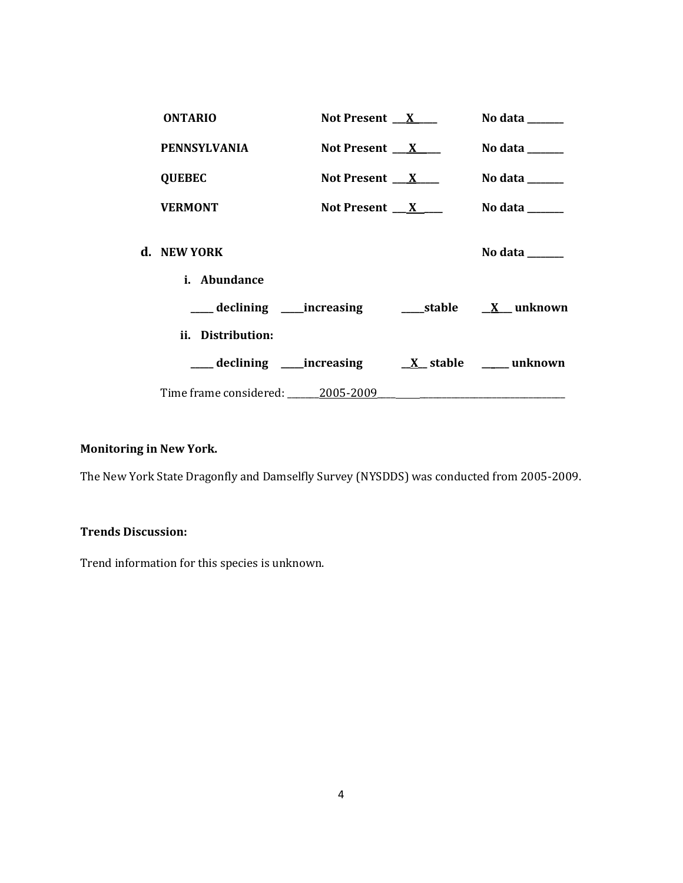| | | |
|---|---|---|
| **ONTARIO** | **Not Present \_\_X\_\_\_** | **No data \_\_\_\_\_\_** |
| **PENNSYLVANIA** | **Not Present \_\_X\_\_\_** | **No data \_\_\_\_\_\_** |
| **QUEBEC** | **Not Present \_\_X\_\_\_** | **No data \_\_\_\_\_\_** |
| **VERMONT** | **Not Present \_\_X\_\_\_** | **No data \_\_\_\_\_\_** |

**d. NEW YORK** **No data \_\_\_\_\_\_\_**

**i. Abundance**

**\_\_\_\_ declining \_\_\_\_increasing \_\_\_\_stable \_\_X\_\_ unknown**

**ii. Distribution:**

**\_\_\_\_ declining \_\_\_\_increasing \_\_X\_\_ stable \_\_\_\_ unknown**

Time frame considered: \_\_\_\_\_\_2005-2009\_\_\_\_\_\_\_\_\_\_\_\_\_\_\_\_\_\_\_\_\_\_\_\_\_\_\_\_\_\_

**Monitoring in New York.**

The New York State Dragonfly and Damselfly Survey (NYSDDS) was conducted from 2005-2009.

**Trends Discussion:**

Trend information for this species is unknown.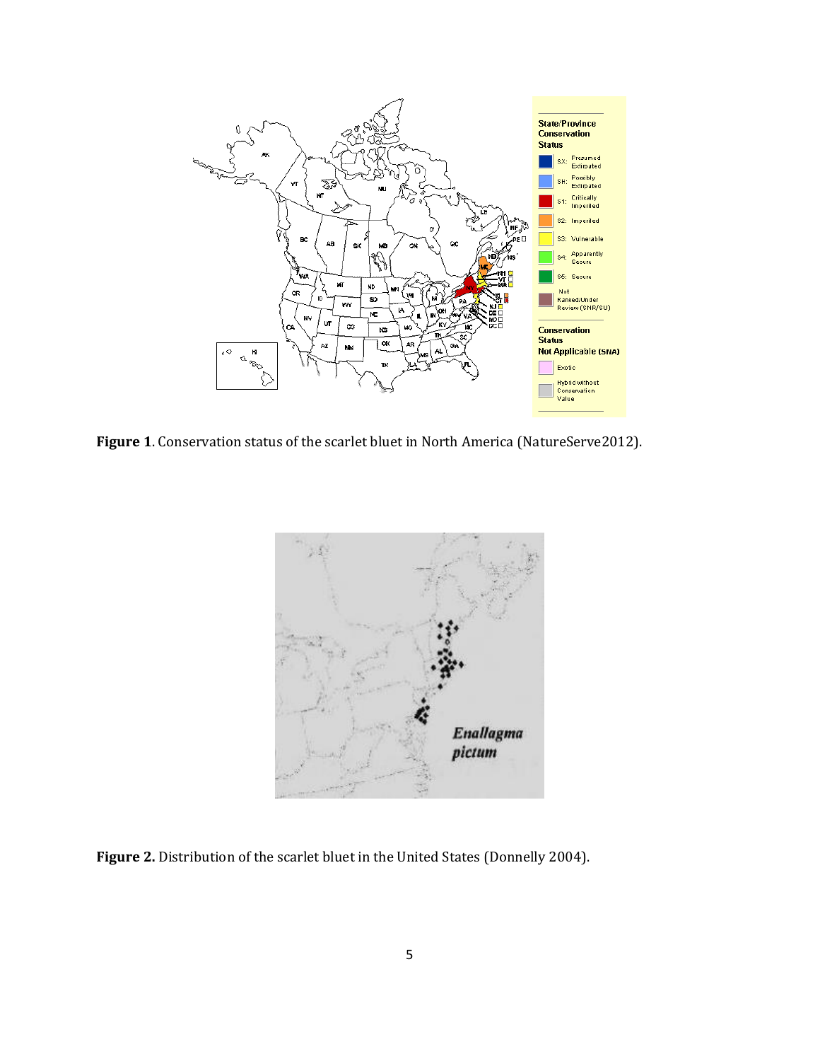**Figure 1**. Conservation status of the scarlet bluet in North America (NatureServe2012).

**Figure 2.** Distribution of the scarlet bluet in the United States (Donnelly 2004).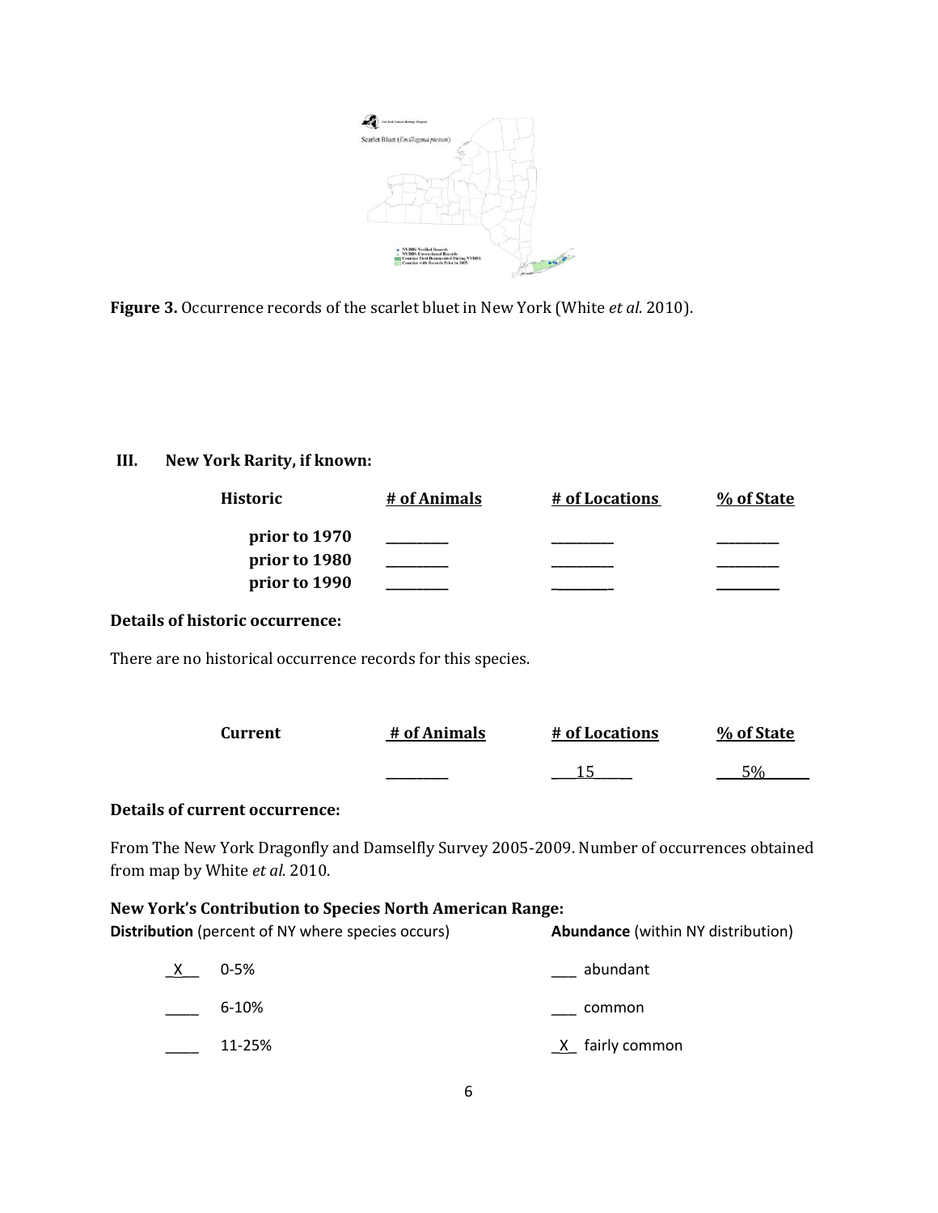**Figure 3.** Occurrence records of the scarlet bluet in New York (White *et al.* 2010).

### III. New York Rarity, if known:

| Historic | # of Animals | # of Locations | % of State |
|---|---|---|---|
| prior to 1970 | ________ | ________ | ________ |
| prior to 1980 | ________ | ________ | ________ |
| prior to 1990 | ________ | ________ | ________ |

**Details of historic occurrence:**

There are no historical occurrence records for this species.

| Current | # of Animals | # of Locations | % of State |
|---|---|---|---|
| | ________ | 15 | 5% |

**Details of current occurrence:**

From The New York Dragonfly and Damselfly Survey 2005-2009. Number of occurrences obtained from map by White *et al.* 2010.

**New York's Contribution to Species North American Range:**

| **Distribution** (percent of NY where species occurs) | | **Abundance** (within NY distribution) | |
|---|---|---|---|
| _X_ | 0-5% | ___ | abundant |
| ____ | 6-10% | ___ | common |
| ____ | 11-25% | _X_ | fairly common |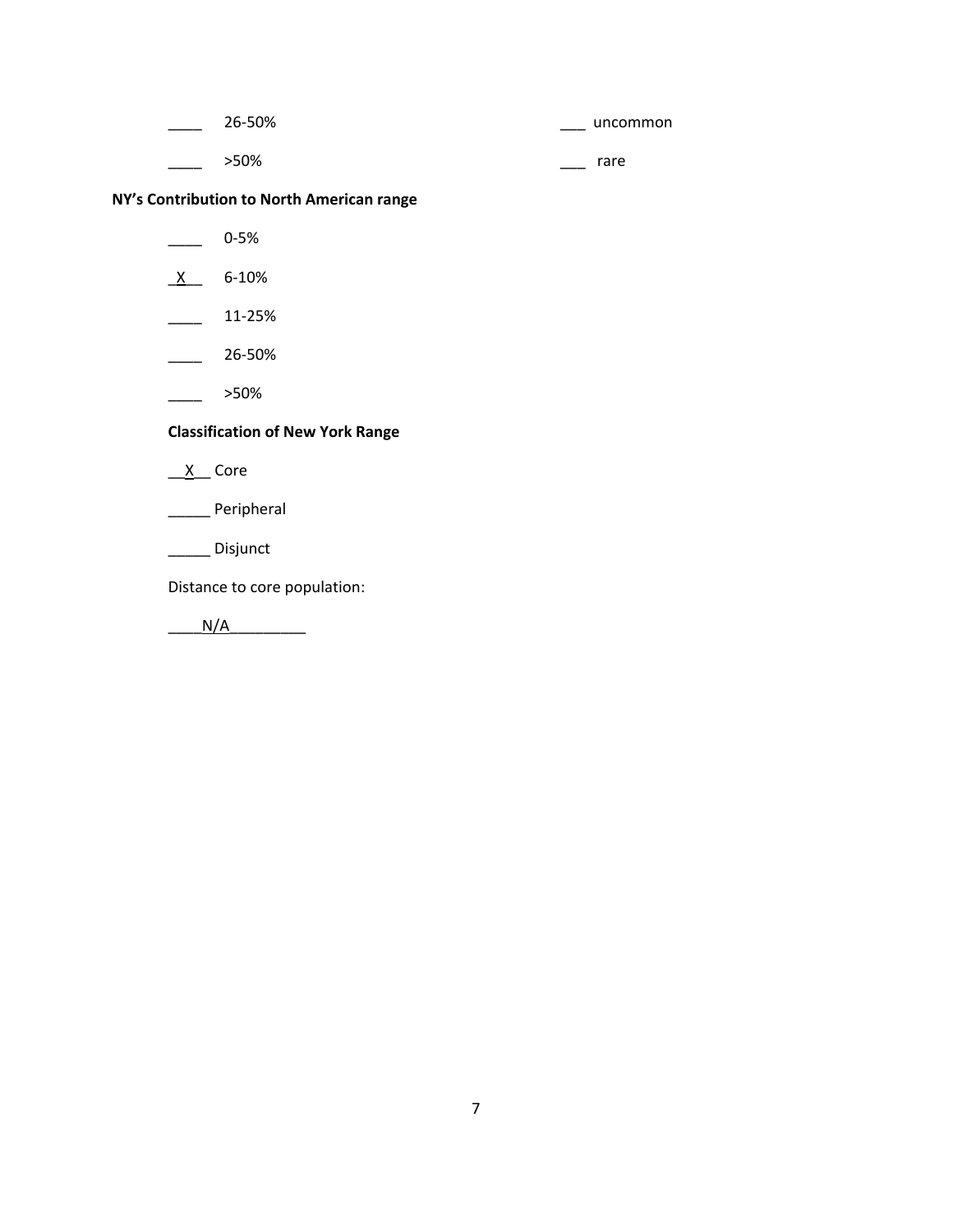____ 26-50% ___ uncommon

____ >50% ___ rare

**NY's Contribution to North American range**

____ 0-5%

_X__ 6-10%

____ 11-25%

____ 26-50%

____ >50%

**Classification of New York Range**

__X__ Core

_____ Peripheral

_____ Disjunct

Distance to core population:

____N/A_________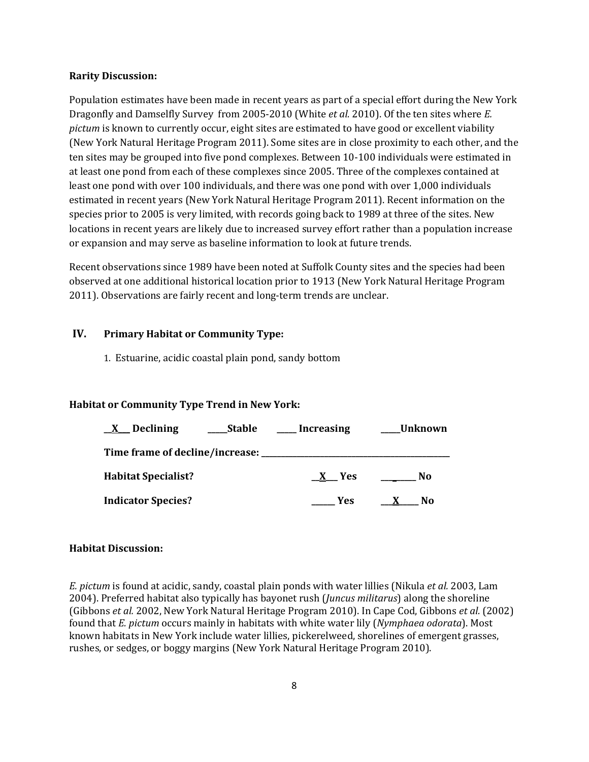**Rarity Discussion:**

Population estimates have been made in recent years as part of a special effort during the New York Dragonfly and Damselfly Survey from 2005-2010 (White *et al.* 2010). Of the ten sites where *E. pictum* is known to currently occur, eight sites are estimated to have good or excellent viability (New York Natural Heritage Program 2011). Some sites are in close proximity to each other, and the ten sites may be grouped into five pond complexes. Between 10-100 individuals were estimated in at least one pond from each of these complexes since 2005. Three of the complexes contained at least one pond with over 100 individuals, and there was one pond with over 1,000 individuals estimated in recent years (New York Natural Heritage Program 2011). Recent information on the species prior to 2005 is very limited, with records going back to 1989 at three of the sites. New locations in recent years are likely due to increased survey effort rather than a population increase or expansion and may serve as baseline information to look at future trends.

Recent observations since 1989 have been noted at Suffolk County sites and the species had been observed at one additional historical location prior to 1913 (New York Natural Heritage Program 2011). Observations are fairly recent and long-term trends are unclear.

## IV. Primary Habitat or Community Type:

1. Estuarine, acidic coastal plain pond, sandy bottom

**Habitat or Community Type Trend in New York:**

**\_\_X\_\_ Declining** **\_\_\_\_Stable** **\_\_\_\_ Increasing** **\_\_\_\_Unknown**

**Time frame of decline/increase:** \_\_\_\_\_\_\_\_\_\_\_\_\_\_\_\_\_\_\_\_\_\_\_\_\_\_\_\_\_\_\_\_\_\_\_\_

**Habitat Specialist?** **\_\_X\_\_ Yes** **\_\_\_\_\_\_ No**

**Indicator Species?** **\_\_\_\_\_ Yes** **\_\_X\_\_ No**

**Habitat Discussion:**

*E. pictum* is found at acidic, sandy, coastal plain ponds with water lillies (Nikula *et al.* 2003, Lam 2004). Preferred habitat also typically has bayonet rush (*Juncus militarus*) along the shoreline (Gibbons *et al.* 2002, New York Natural Heritage Program 2010). In Cape Cod, Gibbons *et al.* (2002) found that *E. pictum* occurs mainly in habitats with white water lily (*Nymphaea odorata*). Most known habitats in New York include water lillies, pickerelweed, shorelines of emergent grasses, rushes, or sedges, or boggy margins (New York Natural Heritage Program 2010).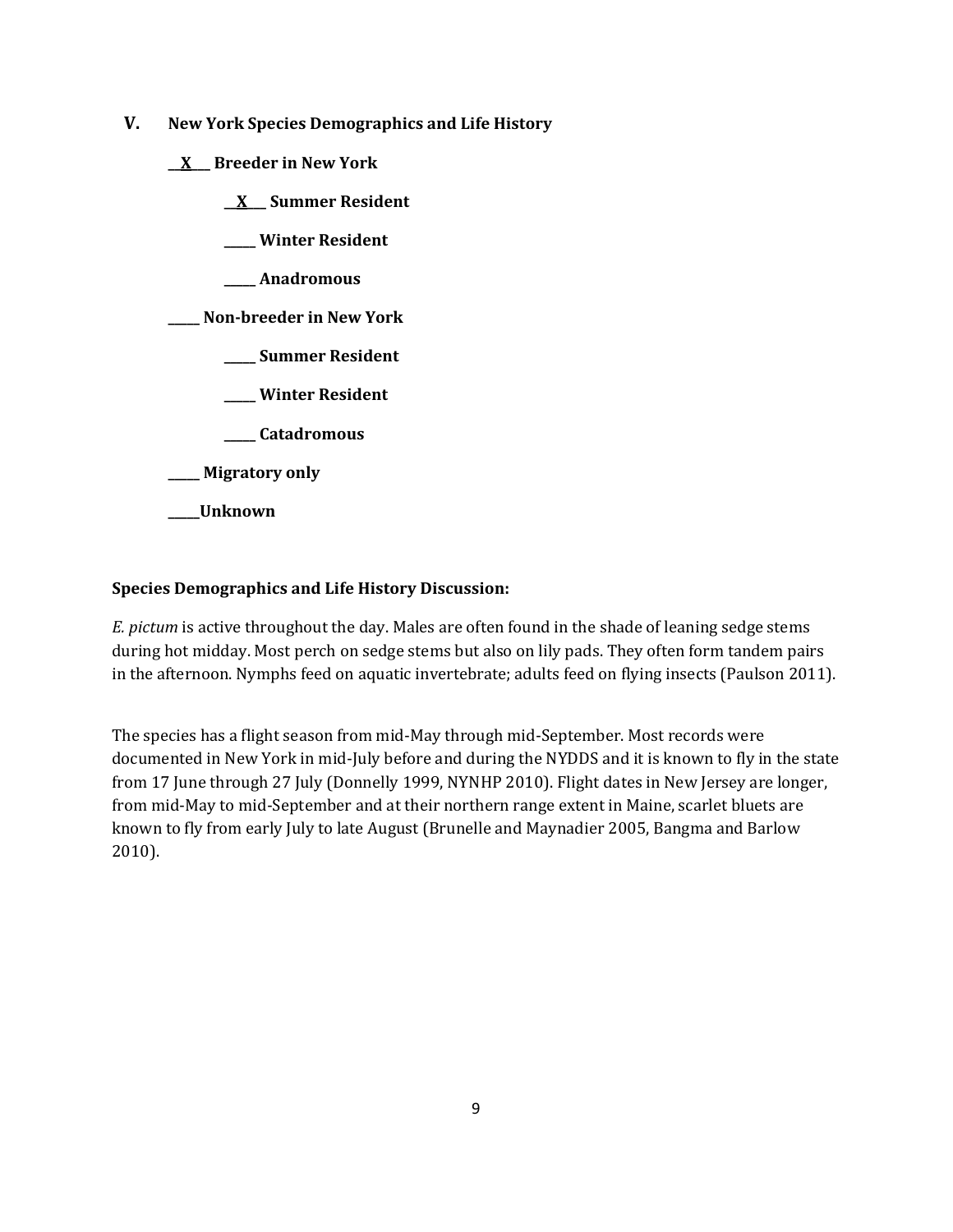## V. New York Species Demographics and Life History

__X__ **Breeder in New York**

- __X__ **Summer Resident**
- _____ **Winter Resident**
- _____ **Anadromous**

_____ **Non-breeder in New York**

- _____ **Summer Resident**
- _____ **Winter Resident**
- _____ **Catadromous**

_____ **Migratory only**

_____ **Unknown**

**Species Demographics and Life History Discussion:**

*E. pictum* is active throughout the day. Males are often found in the shade of leaning sedge stems during hot midday. Most perch on sedge stems but also on lily pads. They often form tandem pairs in the afternoon. Nymphs feed on aquatic invertebrate; adults feed on flying insects (Paulson 2011).

The species has a flight season from mid-May through mid-September. Most records were documented in New York in mid-July before and during the NYDDS and it is known to fly in the state from 17 June through 27 July (Donnelly 1999, NYNHP 2010). Flight dates in New Jersey are longer, from mid-May to mid-September and at their northern range extent in Maine, scarlet bluets are known to fly from early July to late August (Brunelle and Maynadier 2005, Bangma and Barlow 2010).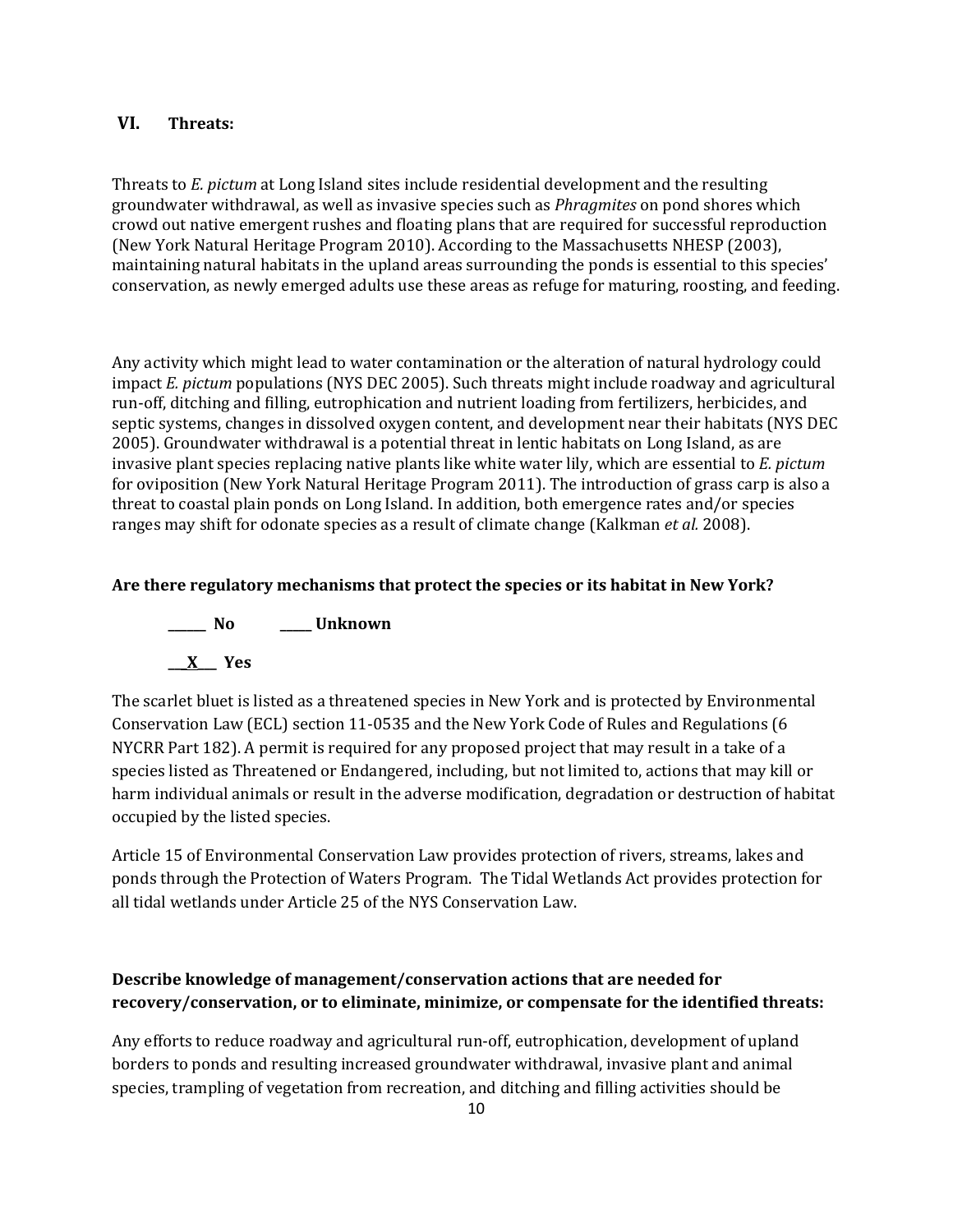## VI. Threats:

Threats to *E. pictum* at Long Island sites include residential development and the resulting groundwater withdrawal, as well as invasive species such as *Phragmites* on pond shores which crowd out native emergent rushes and floating plans that are required for successful reproduction (New York Natural Heritage Program 2010). According to the Massachusetts NHESP (2003), maintaining natural habitats in the upland areas surrounding the ponds is essential to this species' conservation, as newly emerged adults use these areas as refuge for maturing, roosting, and feeding.

Any activity which might lead to water contamination or the alteration of natural hydrology could impact *E. pictum* populations (NYS DEC 2005). Such threats might include roadway and agricultural run-off, ditching and filling, eutrophication and nutrient loading from fertilizers, herbicides, and septic systems, changes in dissolved oxygen content, and development near their habitats (NYS DEC 2005). Groundwater withdrawal is a potential threat in lentic habitats on Long Island, as are invasive plant species replacing native plants like white water lily, which are essential to *E. pictum* for oviposition (New York Natural Heritage Program 2011). The introduction of grass carp is also a threat to coastal plain ponds on Long Island. In addition, both emergence rates and/or species ranges may shift for odonate species as a result of climate change (Kalkman *et al.* 2008).

**Are there regulatory mechanisms that protect the species or its habitat in New York?**

**\_\_\_\_\_\_ No \_\_\_\_\_ Unknown**

**\_\_\_X\_\_\_ Yes**

The scarlet bluet is listed as a threatened species in New York and is protected by Environmental Conservation Law (ECL) section 11-0535 and the New York Code of Rules and Regulations (6 NYCRR Part 182). A permit is required for any proposed project that may result in a take of a species listed as Threatened or Endangered, including, but not limited to, actions that may kill or harm individual animals or result in the adverse modification, degradation or destruction of habitat occupied by the listed species.

Article 15 of Environmental Conservation Law provides protection of rivers, streams, lakes and ponds through the Protection of Waters Program. The Tidal Wetlands Act provides protection for all tidal wetlands under Article 25 of the NYS Conservation Law.

**Describe knowledge of management/conservation actions that are needed for recovery/conservation, or to eliminate, minimize, or compensate for the identified threats:**

Any efforts to reduce roadway and agricultural run-off, eutrophication, development of upland borders to ponds and resulting increased groundwater withdrawal, invasive plant and animal species, trampling of vegetation from recreation, and ditching and filling activities should be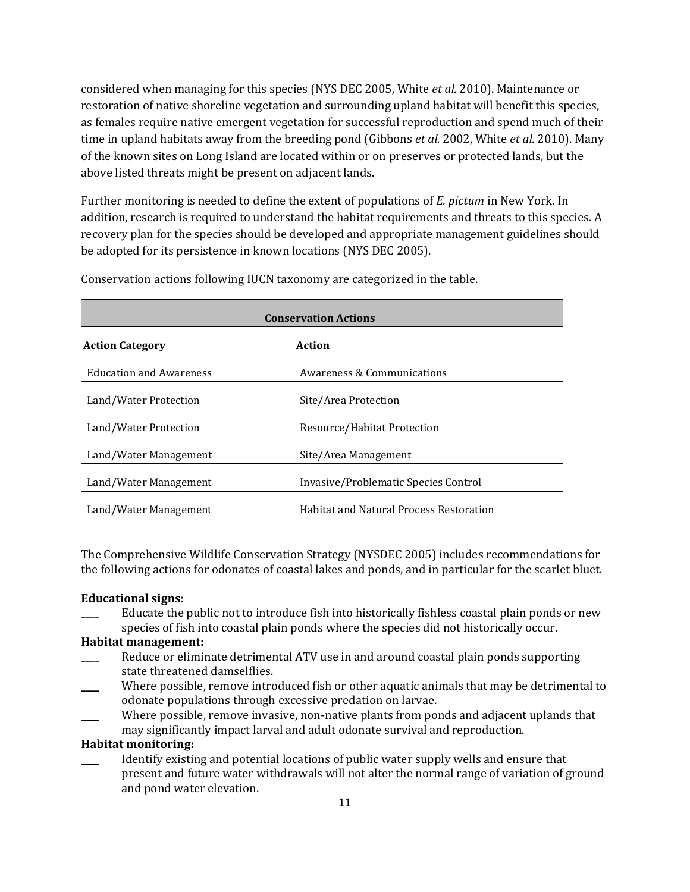considered when managing for this species (NYS DEC 2005, White *et al.* 2010). Maintenance or restoration of native shoreline vegetation and surrounding upland habitat will benefit this species, as females require native emergent vegetation for successful reproduction and spend much of their time in upland habitats away from the breeding pond (Gibbons *et al.* 2002, White *et al.* 2010). Many of the known sites on Long Island are located within or on preserves or protected lands, but the above listed threats might be present on adjacent lands.

Further monitoring is needed to define the extent of populations of *E. pictum* in New York. In addition, research is required to understand the habitat requirements and threats to this species. A recovery plan for the species should be developed and appropriate management guidelines should be adopted for its persistence in known locations (NYS DEC 2005).

Conservation actions following IUCN taxonomy are categorized in the table.

| **Conservation Actions** | |
|---|---|
| **Action Category** | **Action** |
| Education and Awareness | Awareness & Communications |
| Land/Water Protection | Site/Area Protection |
| Land/Water Protection | Resource/Habitat Protection |
| Land/Water Management | Site/Area Management |
| Land/Water Management | Invasive/Problematic Species Control |
| Land/Water Management | Habitat and Natural Process Restoration |

The Comprehensive Wildlife Conservation Strategy (NYSDEC 2005) includes recommendations for the following actions for odonates of coastal lakes and ponds, and in particular for the scarlet bluet.

**Educational signs:**

____ Educate the public not to introduce fish into historically fishless coastal plain ponds or new species of fish into coastal plain ponds where the species did not historically occur.

**Habitat management:**

____ Reduce or eliminate detrimental ATV use in and around coastal plain ponds supporting state threatened damselflies.

____ Where possible, remove introduced fish or other aquatic animals that may be detrimental to odonate populations through excessive predation on larvae.

____ Where possible, remove invasive, non-native plants from ponds and adjacent uplands that may significantly impact larval and adult odonate survival and reproduction.

**Habitat monitoring:**

____ Identify existing and potential locations of public water supply wells and ensure that present and future water withdrawals will not alter the normal range of variation of ground and pond water elevation.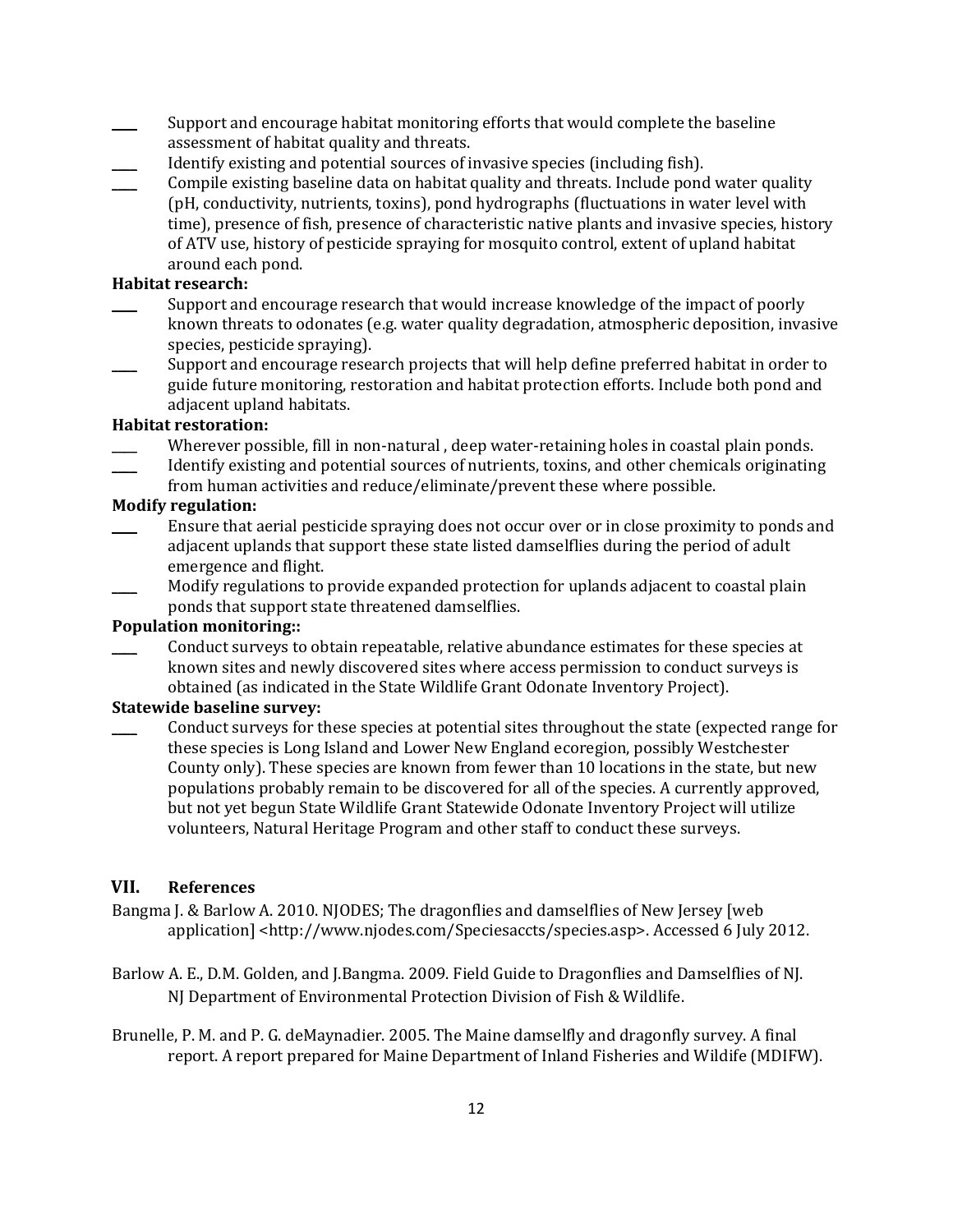____ Support and encourage habitat monitoring efforts that would complete the baseline assessment of habitat quality and threats.

____ Identify existing and potential sources of invasive species (including fish).

____ Compile existing baseline data on habitat quality and threats. Include pond water quality (pH, conductivity, nutrients, toxins), pond hydrographs (fluctuations in water level with time), presence of fish, presence of characteristic native plants and invasive species, history of ATV use, history of pesticide spraying for mosquito control, extent of upland habitat around each pond.

**Habitat research:**

____ Support and encourage research that would increase knowledge of the impact of poorly known threats to odonates (e.g. water quality degradation, atmospheric deposition, invasive species, pesticide spraying).

____ Support and encourage research projects that will help define preferred habitat in order to guide future monitoring, restoration and habitat protection efforts. Include both pond and adjacent upland habitats.

**Habitat restoration:**

____ Wherever possible, fill in non-natural , deep water-retaining holes in coastal plain ponds.

____ Identify existing and potential sources of nutrients, toxins, and other chemicals originating from human activities and reduce/eliminate/prevent these where possible.

**Modify regulation:**

____ Ensure that aerial pesticide spraying does not occur over or in close proximity to ponds and adjacent uplands that support these state listed damselflies during the period of adult emergence and flight.

____ Modify regulations to provide expanded protection for uplands adjacent to coastal plain ponds that support state threatened damselflies.

**Population monitoring::**

____ Conduct surveys to obtain repeatable, relative abundance estimates for these species at known sites and newly discovered sites where access permission to conduct surveys is obtained (as indicated in the State Wildlife Grant Odonate Inventory Project).

**Statewide baseline survey:**

____ Conduct surveys for these species at potential sites throughout the state (expected range for these species is Long Island and Lower New England ecoregion, possibly Westchester County only). These species are known from fewer than 10 locations in the state, but new populations probably remain to be discovered for all of the species. A currently approved, but not yet begun State Wildlife Grant Statewide Odonate Inventory Project will utilize volunteers, Natural Heritage Program and other staff to conduct these surveys.

## VII. References

Bangma J. & Barlow A. 2010. NJODES; The dragonflies and damselflies of New Jersey [web application] <http://www.njodes.com/Speciesaccts/species.asp>. Accessed 6 July 2012.

Barlow A. E., D.M. Golden, and J.Bangma. 2009. Field Guide to Dragonflies and Damselflies of NJ. NJ Department of Environmental Protection Division of Fish & Wildlife.

Brunelle, P. M. and P. G. deMaynadier. 2005. The Maine damselfly and dragonfly survey. A final report. A report prepared for Maine Department of Inland Fisheries and Wildife (MDIFW).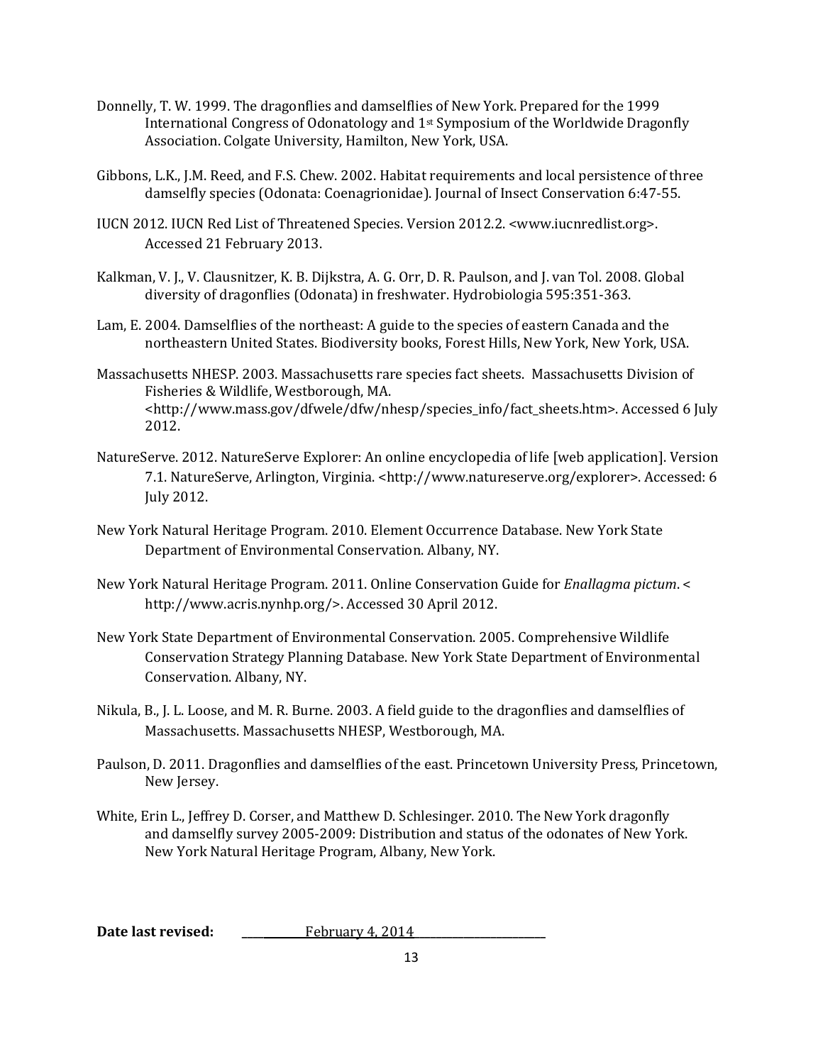Donnelly, T. W. 1999. The dragonflies and damselflies of New York. Prepared for the 1999 International Congress of Odonatology and 1st Symposium of the Worldwide Dragonfly Association. Colgate University, Hamilton, New York, USA.

Gibbons, L.K., J.M. Reed, and F.S. Chew. 2002. Habitat requirements and local persistence of three damselfly species (Odonata: Coenagrionidae). Journal of Insect Conservation 6:47-55.

IUCN 2012. IUCN Red List of Threatened Species. Version 2012.2. <www.iucnredlist.org>. Accessed 21 February 2013.

Kalkman, V. J., V. Clausnitzer, K. B. Dijkstra, A. G. Orr, D. R. Paulson, and J. van Tol. 2008. Global diversity of dragonflies (Odonata) in freshwater. Hydrobiologia 595:351-363.

Lam, E. 2004. Damselflies of the northeast: A guide to the species of eastern Canada and the northeastern United States. Biodiversity books, Forest Hills, New York, New York, USA.

Massachusetts NHESP. 2003. Massachusetts rare species fact sheets. Massachusetts Division of Fisheries & Wildlife, Westborough, MA. <http://www.mass.gov/dfwele/dfw/nhesp/species_info/fact_sheets.htm>. Accessed 6 July 2012.

NatureServe. 2012. NatureServe Explorer: An online encyclopedia of life [web application]. Version 7.1. NatureServe, Arlington, Virginia. <http://www.natureserve.org/explorer>. Accessed: 6 July 2012.

New York Natural Heritage Program. 2010. Element Occurrence Database. New York State Department of Environmental Conservation. Albany, NY.

New York Natural Heritage Program. 2011. Online Conservation Guide for *Enallagma pictum*. < http://www.acris.nynhp.org/>. Accessed 30 April 2012.

New York State Department of Environmental Conservation. 2005. Comprehensive Wildlife Conservation Strategy Planning Database. New York State Department of Environmental Conservation. Albany, NY.

Nikula, B., J. L. Loose, and M. R. Burne. 2003. A field guide to the dragonflies and damselflies of Massachusetts. Massachusetts NHESP, Westborough, MA.

Paulson, D. 2011. Dragonflies and damselflies of the east. Princetown University Press, Princetown, New Jersey.

White, Erin L., Jeffrey D. Corser, and Matthew D. Schlesinger. 2010. The New York dragonfly and damselfly survey 2005-2009: Distribution and status of the odonates of New York. New York Natural Heritage Program, Albany, New York.

**Date last revised:** February 4, 2014